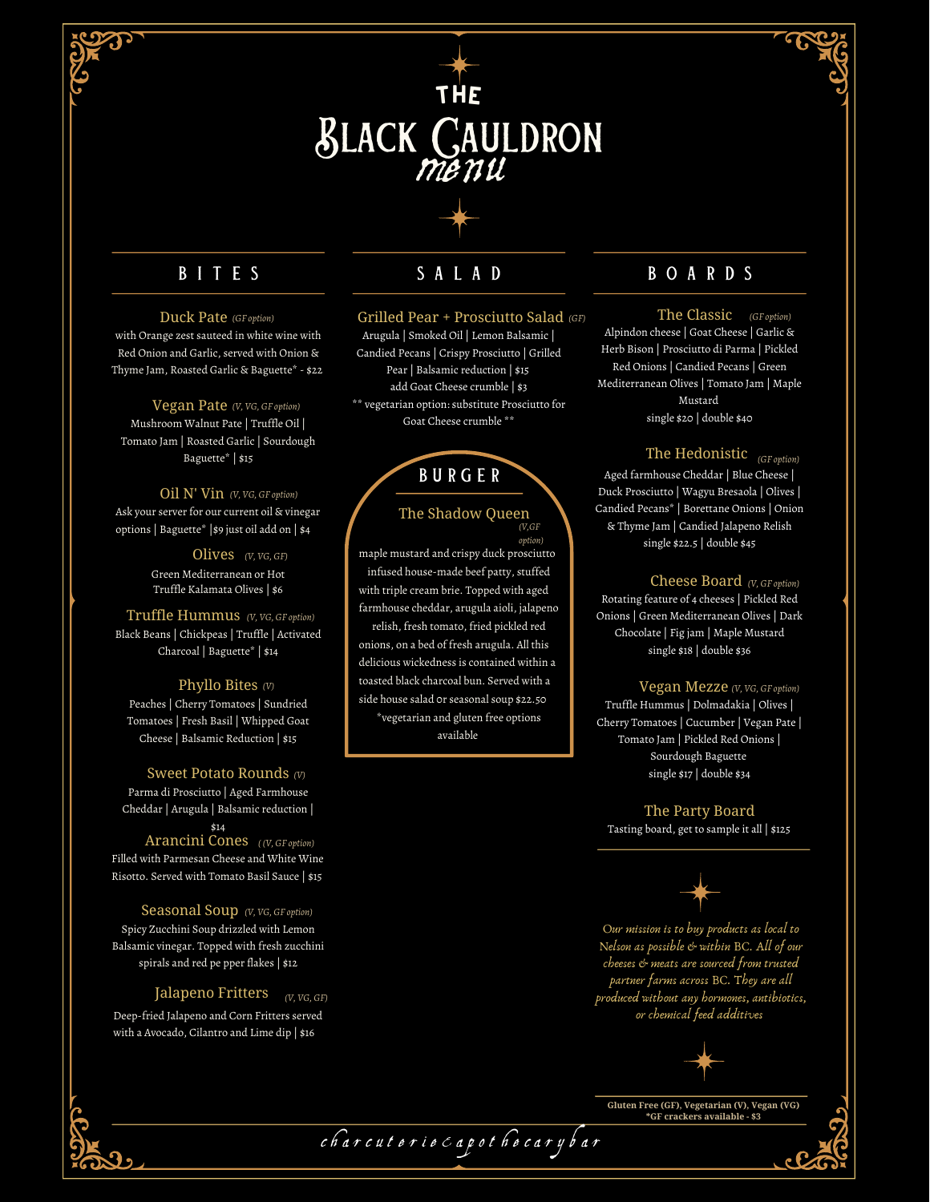# THE BLACK CAULDRON menu

## BITES

### Duck Pate *(GF option)*
with Orange zest sauteed in white wine with Red Onion and Garlic, served with Onion & Thyme Jam, Roasted Garlic & Baguette* - $22

### Vegan Pate *(V, VG, GF option)*
Mushroom Walnut Pate | Truffle Oil | Tomato Jam | Roasted Garlic | Sourdough Baguette* | $15

### Oil N' Vin *(V, VG, GF option)*
Ask your server for our current oil & vinegar options | Baguette* |$9 just oil add on | $4

### Olives *(V, VG, GF)*
Green Mediterranean or Hot Truffle Kalamata Olives | $6

### Truffle Hummus *(V, VG, GF option)*
Black Beans | Chickpeas | Truffle | Activated Charcoal | Baguette* | $14

### Phyllo Bites *(V)*
Peaches | Cherry Tomatoes | Sundried Tomatoes | Fresh Basil | Whipped Goat Cheese | Balsamic Reduction | $15

### Sweet Potato Rounds *(V)*
Parma di Prosciutto | Aged Farmhouse Cheddar | Arugula | Balsamic reduction | $14

### Arancini Cones *( (V, GF option)*
Filled with Parmesan Cheese and White Wine Risotto. Served with Tomato Basil Sauce | $15

### Seasonal Soup *(V, VG, GF option)*
Spicy Zucchini Soup drizzled with Lemon Balsamic vinegar. Topped with fresh zucchini spirals and red pe pper flakes | $12

### Jalapeno Fritters *(V, VG, GF)*
Deep-fried Jalapeno and Corn Fritters served with a Avocado, Cilantro and Lime dip | $16

## SALAD

### Grilled Pear + Prosciutto Salad *(GF)*
Arugula | Smoked Oil | Lemon Balsamic | Candied Pecans | Crispy Prosciutto | Grilled Pear | Balsamic reduction | $15
add Goat Cheese crumble | $3
** vegetarian option: substitute Prosciutto for Goat Cheese crumble **

## BURGER

### The Shadow Queen *(V,GF option)*
maple mustard and crispy duck prosciutto infused house-made beef patty, stuffed with triple cream brie. Topped with aged farmhouse cheddar, arugula aioli, jalapeno relish, fresh tomato, fried pickled red onions, on a bed of fresh arugula. All this delicious wickedness is contained within a toasted black charcoal bun. Served with a side house salad or seasonal soup $22.50
*vegetarian and gluten free options available

## BOARDS

### The Classic *(GF option)*
Alpindon cheese | Goat Cheese | Garlic & Herb Bison | Prosciutto di Parma | Pickled Red Onions | Candied Pecans | Green Mediterranean Olives | Tomato Jam | Maple Mustard
single $20 | double $40

### The Hedonistic *(GF option)*
Aged farmhouse Cheddar | Blue Cheese | Duck Prosciutto | Wagyu Bresaola | Olives | Candied Pecans* | Borettane Onions | Onion & Thyme Jam | Candied Jalapeno Relish
single $22.5 | double $45

### Cheese Board *(V, GF option)*
Rotating feature of 4 cheeses | Pickled Red Onions | Green Mediterranean Olives | Dark Chocolate | Fig jam | Maple Mustard
single $18 | double $36

### Vegan Mezze *(V, VG, GF option)*
Truffle Hummus | Dolmadakia | Olives | Cherry Tomatoes | Cucumber | Vegan Pate | Tomato Jam | Pickled Red Onions | Sourdough Baguette
single $17 | double $34

### The Party Board
Tasting board, get to sample it all | $125

*Our mission is to buy products as local to Nelson as possible & within BC. All of our cheeses & meats are sourced from trusted partner farms across BC. They are all produced without any hormones, antibiotics, or chemical feed additives*

**Gluten Free (GF), Vegetarian (V), Vegan (VG)**
***GF crackers available - $3**

*charcuterie & apothecary bar*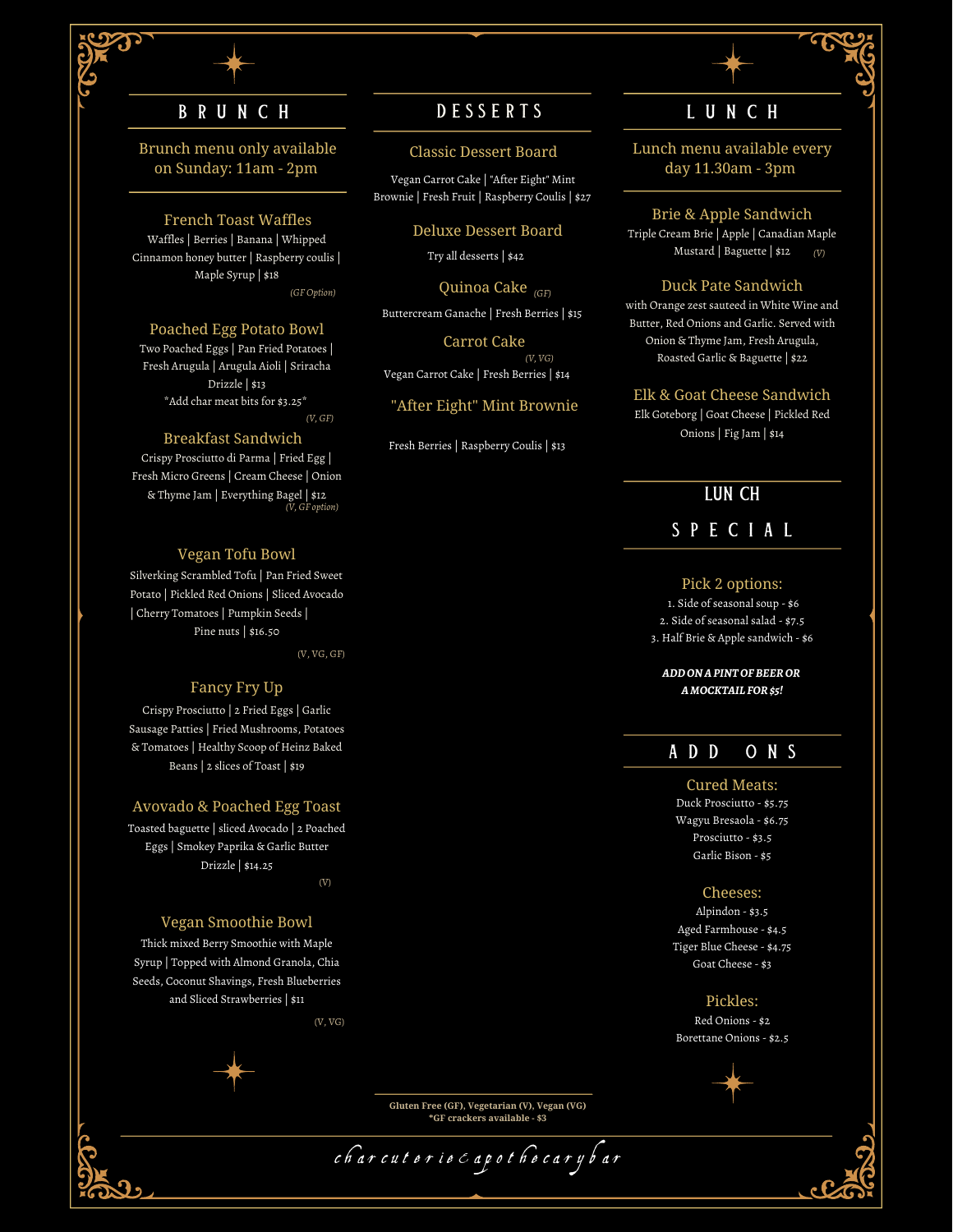## BRUNCH

Brunch menu only available on Sunday: 11am - 2pm

### French Toast Waffles

Waffles | Berries | Banana | Whipped Cinnamon honey butter | Raspberry coulis | Maple Syrup | $18

*(GF Option)*

### Poached Egg Potato Bowl

Two Poached Eggs | Pan Fried Potatoes | Fresh Arugula | Arugula Aioli | Sriracha Drizzle | $13

*Add char meat bits for $3.25*

*(V, GF)*

### Breakfast Sandwich

Crispy Prosciutto di Parma | Fried Egg | Fresh Micro Greens | Cream Cheese | Onion & Thyme Jam | Everything Bagel | $12

*(V, GF option)*

### Vegan Tofu Bowl

Silverking Scrambled Tofu | Pan Fried Sweet Potato | Pickled Red Onions | Sliced Avocado | Cherry Tomatoes | Pumpkin Seeds | Pine nuts | $16.50

(V, VG, GF)

### Fancy Fry Up

Crispy Prosciutto | 2 Fried Eggs | Garlic Sausage Patties | Fried Mushrooms, Potatoes & Tomatoes | Healthy Scoop of Heinz Baked Beans | 2 slices of Toast | $19

### Avovado & Poached Egg Toast

Toasted baguette | sliced Avocado | 2 Poached Eggs | Smokey Paprika & Garlic Butter Drizzle | $14.25

(V)

### Vegan Smoothie Bowl

Thick mixed Berry Smoothie with Maple Syrup | Topped with Almond Granola, Chia Seeds, Coconut Shavings, Fresh Blueberries and Sliced Strawberries | $11

(V, VG)

## DESSERTS

### Classic Dessert Board

Vegan Carrot Cake | "After Eight" Mint Brownie | Fresh Fruit | Raspberry Coulis | $27

### Deluxe Dessert Board

Try all desserts | $42

### Quinoa Cake *(GF)*

Buttercream Ganache | Fresh Berries | $15

### Carrot Cake

*(V, VG)*

Vegan Carrot Cake | Fresh Berries | $14

### "After Eight" Mint Brownie

Fresh Berries | Raspberry Coulis | $13

**Gluten Free (GF), Vegetarian (V), Vegan (VG)**
**\*GF crackers available - $3**

## LUNCH

Lunch menu available every day 11.30am - 3pm

### Brie & Apple Sandwich

Triple Cream Brie | Apple | Canadian Maple Mustard | Baguette | $12 *(V)*

### Duck Pate Sandwich

with Orange zest sauteed in White Wine and Butter, Red Onions and Garlic. Served with Onion & Thyme Jam, Fresh Arugula, Roasted Garlic & Baguette | $22

### Elk & Goat Cheese Sandwich

Elk Goteborg | Goat Cheese | Pickled Red Onions | Fig Jam | $14

## LUN CH SPECIAL

### Pick 2 options:

1. Side of seasonal soup - $6
2. Side of seasonal salad - $7.5
3. Half Brie & Apple sandwich - $6

***ADD ON A PINT OF BEER OR A MOCKTAIL FOR $5!***

## ADD ONS

### Cured Meats:

Duck Prosciutto - $5.75
Wagyu Bresaola - $6.75
Prosciutto - $3.5
Garlic Bison - $5

### Cheeses:

Alpindon - $3.5
Aged Farmhouse - $4.5
Tiger Blue Cheese - $4.75
Goat Cheese - $3

### Pickles:

Red Onions - $2
Borettane Onions - $2.5

*charcuterie & apothecary bar*